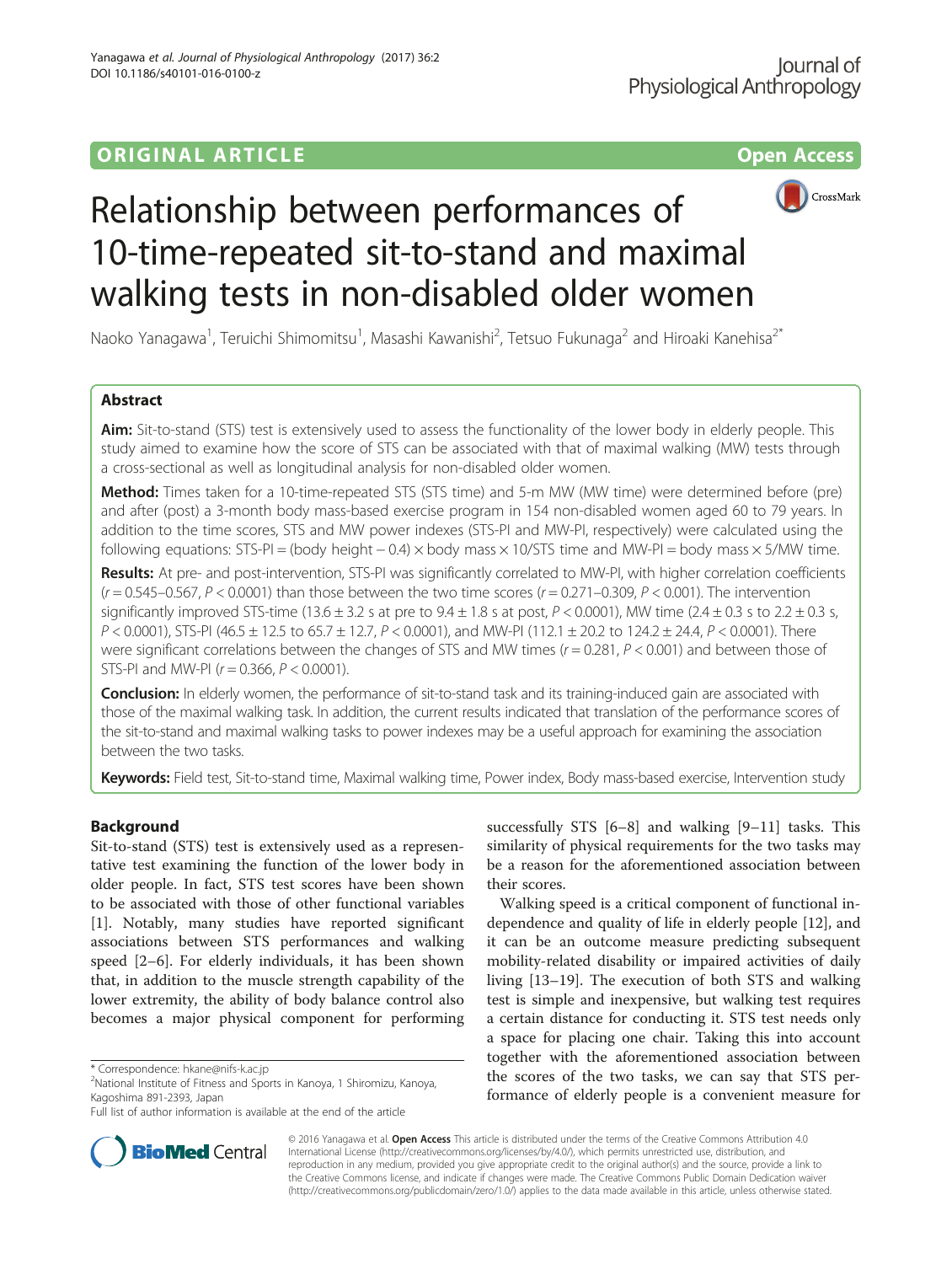ORIGINAL ARTICLE

Open Access

# Relationship between performances of 10-time-repeated sit-to-stand and maximal walking tests in non-disabled older women

Naoko Yanagawa[1], Teruichi Shimomitsu[1], Masashi Kawanishi[2], Tetsuo Fukunaga[2] and Hiroaki Kanehisa[2*]

## Abstract

**Aim:** Sit-to-stand (STS) test is extensively used to assess the functionality of the lower body in elderly people. This study aimed to examine how the score of STS can be associated with that of maximal walking (MW) tests through a cross-sectional as well as longitudinal analysis for non-disabled older women.

**Method:** Times taken for a 10-time-repeated STS (STS time) and 5-m MW (MW time) were determined before (pre) and after (post) a 3-month body mass-based exercise program in 154 non-disabled women aged 60 to 79 years. In addition to the time scores, STS and MW power indexes (STS-PI and MW-PI, respectively) were calculated using the following equations: STS-PI = (body height − 0.4) × body mass × 10/STS time and MW-PI = body mass × 5/MW time.

**Results:** At pre- and post-intervention, STS-PI was significantly correlated to MW-PI, with higher correlation coefficients ($r = 0.545$–$0.567$, $P < 0.0001$) than those between the two time scores ($r = 0.271$–$0.309$, $P < 0.001$). The intervention significantly improved STS-time (13.6 ± 3.2 s at pre to 9.4 ± 1.8 s at post, $P < 0.0001$), MW time (2.4 ± 0.3 s to 2.2 ± 0.3 s, $P < 0.0001$), STS-PI (46.5 ± 12.5 to 65.7 ± 12.7, $P < 0.0001$), and MW-PI (112.1 ± 20.2 to 124.2 ± 24.4, $P < 0.0001$). There were significant correlations between the changes of STS and MW times ($r = 0.281$, $P < 0.001$) and between those of STS-PI and MW-PI ($r = 0.366$, $P < 0.0001$).

**Conclusion:** In elderly women, the performance of sit-to-stand task and its training-induced gain are associated with those of the maximal walking task. In addition, the current results indicated that translation of the performance scores of the sit-to-stand and maximal walking tasks to power indexes may be a useful approach for examining the association between the two tasks.

**Keywords:** Field test, Sit-to-stand time, Maximal walking time, Power index, Body mass-based exercise, Intervention study

## Background

Sit-to-stand (STS) test is extensively used as a representative test examining the function of the lower body in older people. In fact, STS test scores have been shown to be associated with those of other functional variables [1]. Notably, many studies have reported significant associations between STS performances and walking speed [2–6]. For elderly individuals, it has been shown that, in addition to the muscle strength capability of the lower extremity, the ability of body balance control also becomes a major physical component for performing successfully STS [6–8] and walking [9–11] tasks. This similarity of physical requirements for the two tasks may be a reason for the aforementioned association between their scores.

Walking speed is a critical component of functional independence and quality of life in elderly people [12], and it can be an outcome measure predicting subsequent mobility-related disability or impaired activities of daily living [13–19]. The execution of both STS and walking test is simple and inexpensive, but walking test requires a certain distance for conducting it. STS test needs only a space for placing one chair. Taking this into account together with the aforementioned association between the scores of the two tasks, we can say that STS performance of elderly people is a convenient measure for

\* Correspondence: hkane@nifs-k.ac.jp
[2]National Institute of Fitness and Sports in Kanoya, 1 Shiromizu, Kanoya, Kagoshima 891-2393, Japan
Full list of author information is available at the end of the article

© 2016 Yanagawa et al. **Open Access** This article is distributed under the terms of the Creative Commons Attribution 4.0 International License (http://creativecommons.org/licenses/by/4.0/), which permits unrestricted use, distribution, and reproduction in any medium, provided you give appropriate credit to the original author(s) and the source, provide a link to the Creative Commons license, and indicate if changes were made. The Creative Commons Public Domain Dedication waiver (http://creativecommons.org/publicdomain/zero/1.0/) applies to the data made available in this article, unless otherwise stated.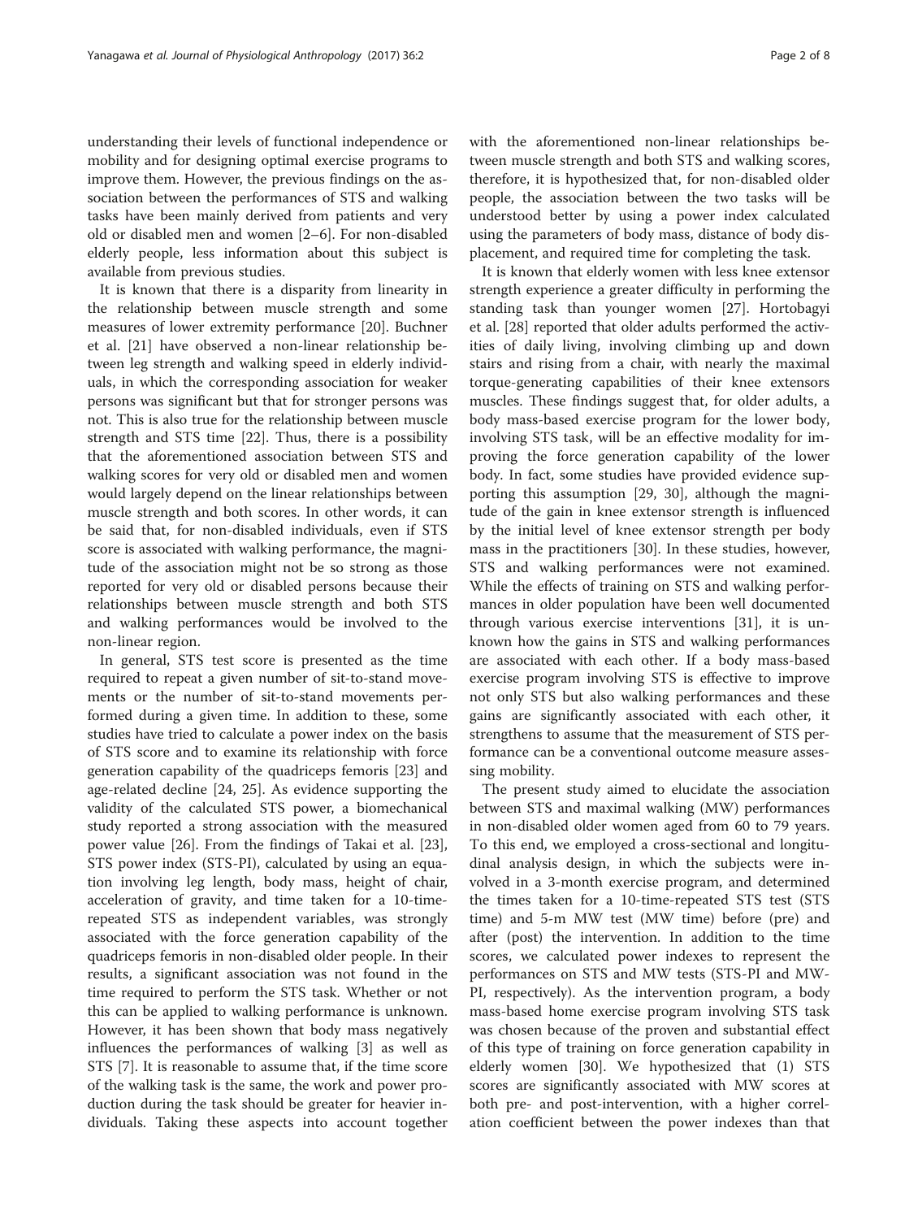understanding their levels of functional independence or mobility and for designing optimal exercise programs to improve them. However, the previous findings on the association between the performances of STS and walking tasks have been mainly derived from patients and very old or disabled men and women [2–6]. For non-disabled elderly people, less information about this subject is available from previous studies.

It is known that there is a disparity from linearity in the relationship between muscle strength and some measures of lower extremity performance [20]. Buchner et al. [21] have observed a non-linear relationship between leg strength and walking speed in elderly individuals, in which the corresponding association for weaker persons was significant but that for stronger persons was not. This is also true for the relationship between muscle strength and STS time [22]. Thus, there is a possibility that the aforementioned association between STS and walking scores for very old or disabled men and women would largely depend on the linear relationships between muscle strength and both scores. In other words, it can be said that, for non-disabled individuals, even if STS score is associated with walking performance, the magnitude of the association might not be so strong as those reported for very old or disabled persons because their relationships between muscle strength and both STS and walking performances would be involved to the non-linear region.

In general, STS test score is presented as the time required to repeat a given number of sit-to-stand movements or the number of sit-to-stand movements performed during a given time. In addition to these, some studies have tried to calculate a power index on the basis of STS score and to examine its relationship with force generation capability of the quadriceps femoris [23] and age-related decline [24, 25]. As evidence supporting the validity of the calculated STS power, a biomechanical study reported a strong association with the measured power value [26]. From the findings of Takai et al. [23], STS power index (STS-PI), calculated by using an equation involving leg length, body mass, height of chair, acceleration of gravity, and time taken for a 10-time-repeated STS as independent variables, was strongly associated with the force generation capability of the quadriceps femoris in non-disabled older people. In their results, a significant association was not found in the time required to perform the STS task. Whether or not this can be applied to walking performance is unknown. However, it has been shown that body mass negatively influences the performances of walking [3] as well as STS [7]. It is reasonable to assume that, if the time score of the walking task is the same, the work and power production during the task should be greater for heavier individuals. Taking these aspects into account together with the aforementioned non-linear relationships between muscle strength and both STS and walking scores, therefore, it is hypothesized that, for non-disabled older people, the association between the two tasks will be understood better by using a power index calculated using the parameters of body mass, distance of body displacement, and required time for completing the task.

It is known that elderly women with less knee extensor strength experience a greater difficulty in performing the standing task than younger women [27]. Hortobagyi et al. [28] reported that older adults performed the activities of daily living, involving climbing up and down stairs and rising from a chair, with nearly the maximal torque-generating capabilities of their knee extensors muscles. These findings suggest that, for older adults, a body mass-based exercise program for the lower body, involving STS task, will be an effective modality for improving the force generation capability of the lower body. In fact, some studies have provided evidence supporting this assumption [29, 30], although the magnitude of the gain in knee extensor strength is influenced by the initial level of knee extensor strength per body mass in the practitioners [30]. In these studies, however, STS and walking performances were not examined. While the effects of training on STS and walking performances in older population have been well documented through various exercise interventions [31], it is unknown how the gains in STS and walking performances are associated with each other. If a body mass-based exercise program involving STS is effective to improve not only STS but also walking performances and these gains are significantly associated with each other, it strengthens to assume that the measurement of STS performance can be a conventional outcome measure assessing mobility.

The present study aimed to elucidate the association between STS and maximal walking (MW) performances in non-disabled older women aged from 60 to 79 years. To this end, we employed a cross-sectional and longitudinal analysis design, in which the subjects were involved in a 3-month exercise program, and determined the times taken for a 10-time-repeated STS test (STS time) and 5-m MW test (MW time) before (pre) and after (post) the intervention. In addition to the time scores, we calculated power indexes to represent the performances on STS and MW tests (STS-PI and MW-PI, respectively). As the intervention program, a body mass-based home exercise program involving STS task was chosen because of the proven and substantial effect of this type of training on force generation capability in elderly women [30]. We hypothesized that (1) STS scores are significantly associated with MW scores at both pre- and post-intervention, with a higher correlation coefficient between the power indexes than that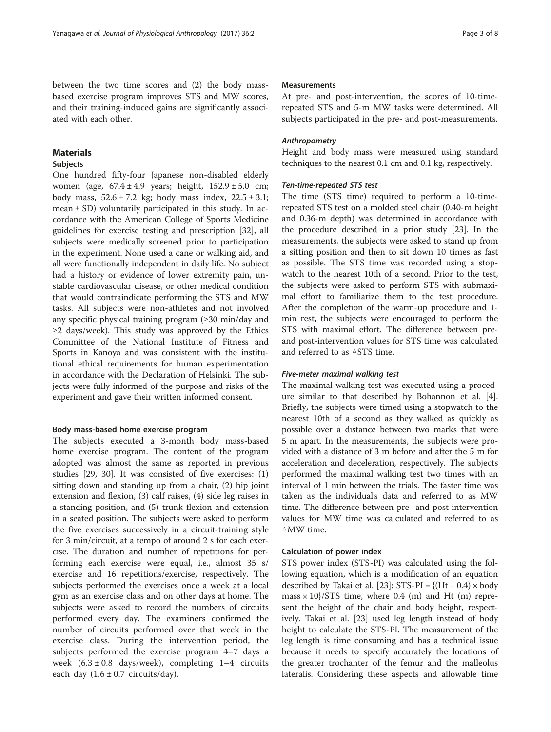between the two time scores and (2) the body mass-based exercise program improves STS and MW scores, and their training-induced gains are significantly associated with each other.

## Materials

### Subjects

One hundred fifty-four Japanese non-disabled elderly women (age, 67.4 ± 4.9 years; height, 152.9 ± 5.0 cm; body mass, 52.6 ± 7.2 kg; body mass index, 22.5 ± 3.1; mean ± SD) voluntarily participated in this study. In accordance with the American College of Sports Medicine guidelines for exercise testing and prescription [32], all subjects were medically screened prior to participation in the experiment. None used a cane or walking aid, and all were functionally independent in daily life. No subject had a history or evidence of lower extremity pain, unstable cardiovascular disease, or other medical condition that would contraindicate performing the STS and MW tasks. All subjects were non-athletes and not involved any specific physical training program (≥30 min/day and ≥2 days/week). This study was approved by the Ethics Committee of the National Institute of Fitness and Sports in Kanoya and was consistent with the institutional ethical requirements for human experimentation in accordance with the Declaration of Helsinki. The subjects were fully informed of the purpose and risks of the experiment and gave their written informed consent.

### Body mass-based home exercise program

The subjects executed a 3-month body mass-based home exercise program. The content of the program adopted was almost the same as reported in previous studies [29, 30]. It was consisted of five exercises: (1) sitting down and standing up from a chair, (2) hip joint extension and flexion, (3) calf raises, (4) side leg raises in a standing position, and (5) trunk flexion and extension in a seated position. The subjects were asked to perform the five exercises successively in a circuit-training style for 3 min/circuit, at a tempo of around 2 s for each exercise. The duration and number of repetitions for performing each exercise were equal, i.e., almost 35 s/exercise and 16 repetitions/exercise, respectively. The subjects performed the exercises once a week at a local gym as an exercise class and on other days at home. The subjects were asked to record the numbers of circuits performed every day. The examiners confirmed the number of circuits performed over that week in the exercise class. During the intervention period, the subjects performed the exercise program 4–7 days a week (6.3 ± 0.8 days/week), completing 1–4 circuits each day (1.6 ± 0.7 circuits/day).

### Measurements

At pre- and post-intervention, the scores of 10-time-repeated STS and 5-m MW tasks were determined. All subjects participated in the pre- and post-measurements.

#### *Anthropometry*

Height and body mass were measured using standard techniques to the nearest 0.1 cm and 0.1 kg, respectively.

#### *Ten-time-repeated STS test*

The time (STS time) required to perform a 10-time-repeated STS test on a molded steel chair (0.40-m height and 0.36-m depth) was determined in accordance with the procedure described in a prior study [23]. In the measurements, the subjects were asked to stand up from a sitting position and then to sit down 10 times as fast as possible. The STS time was recorded using a stopwatch to the nearest 10th of a second. Prior to the test, the subjects were asked to perform STS with submaximal effort to familiarize them to the test procedure. After the completion of the warm-up procedure and 1-min rest, the subjects were encouraged to perform the STS with maximal effort. The difference between pre- and post-intervention values for STS time was calculated and referred to as △STS time.

#### *Five-meter maximal walking test*

The maximal walking test was executed using a procedure similar to that described by Bohannon et al. [4]. Briefly, the subjects were timed using a stopwatch to the nearest 10th of a second as they walked as quickly as possible over a distance between two marks that were 5 m apart. In the measurements, the subjects were provided with a distance of 3 m before and after the 5 m for acceleration and deceleration, respectively. The subjects performed the maximal walking test two times with an interval of 1 min between the trials. The faster time was taken as the individual's data and referred to as MW time. The difference between pre- and post-intervention values for MW time was calculated and referred to as △MW time.

### Calculation of power index

STS power index (STS-PI) was calculated using the following equation, which is a modification of an equation described by Takai et al. [23]: $\text{STS-PI} = \{(\text{Ht} - 0.4) \times \text{body mass} \times 10\}/\text{STS time}$, where 0.4 (m) and Ht (m) represent the height of the chair and body height, respectively. Takai et al. [23] used leg length instead of body height to calculate the STS-PI. The measurement of the leg length is time consuming and has a technical issue because it needs to specify accurately the locations of the greater trochanter of the femur and the malleolus lateralis. Considering these aspects and allowable time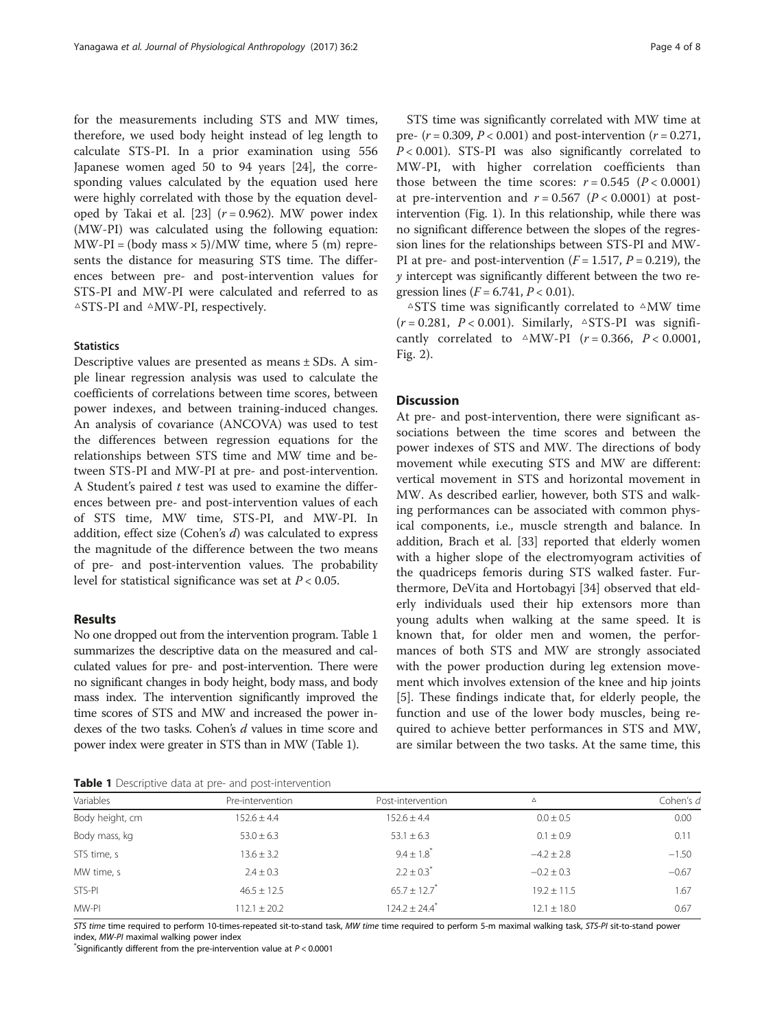for the measurements including STS and MW times, therefore, we used body height instead of leg length to calculate STS-PI. In a prior examination using 556 Japanese women aged 50 to 94 years [24], the corresponding values calculated by the equation used here were highly correlated with those by the equation developed by Takai et al. [23] ($r = 0.962$). MW power index (MW-PI) was calculated using the following equation: MW-PI = (body mass × 5)/MW time, where 5 (m) represents the distance for measuring STS time. The differences between pre- and post-intervention values for STS-PI and MW-PI were calculated and referred to as ^△^STS-PI and ^△^MW-PI, respectively.

### Statistics

Descriptive values are presented as means ± SDs. A simple linear regression analysis was used to calculate the coefficients of correlations between time scores, between power indexes, and between training-induced changes. An analysis of covariance (ANCOVA) was used to test the differences between regression equations for the relationships between STS time and MW time and between STS-PI and MW-PI at pre- and post-intervention. A Student's paired $t$ test was used to examine the differences between pre- and post-intervention values of each of STS time, MW time, STS-PI, and MW-PI. In addition, effect size (Cohen's $d$) was calculated to express the magnitude of the difference between the two means of pre- and post-intervention values. The probability level for statistical significance was set at $P < 0.05$.

## Results

No one dropped out from the intervention program. Table 1 summarizes the descriptive data on the measured and calculated values for pre- and post-intervention. There were no significant changes in body height, body mass, and body mass index. The intervention significantly improved the time scores of STS and MW and increased the power indexes of the two tasks. Cohen's $d$ values in time score and power index were greater in STS than in MW (Table 1).

STS time was significantly correlated with MW time at pre- ($r = 0.309$, $P < 0.001$) and post-intervention ($r = 0.271$, $P < 0.001$). STS-PI was also significantly correlated to MW-PI, with higher correlation coefficients than those between the time scores: $r = 0.545$ ($P < 0.0001$) at pre-intervention and $r = 0.567$ ($P < 0.0001$) at post-intervention (Fig. 1). In this relationship, while there was no significant difference between the slopes of the regression lines for the relationships between STS-PI and MW-PI at pre- and post-intervention ($F = 1.517$, $P = 0.219$), the $y$ intercept was significantly different between the two regression lines ($F = 6.741$, $P < 0.01$).

^△^STS time was significantly correlated to ^△^MW time ($r = 0.281$, $P < 0.001$). Similarly, ^△^STS-PI was significantly correlated to ^△^MW-PI ($r = 0.366$, $P < 0.0001$, Fig. 2).

## Discussion

At pre- and post-intervention, there were significant associations between the time scores and between the power indexes of STS and MW. The directions of body movement while executing STS and MW are different: vertical movement in STS and horizontal movement in MW. As described earlier, however, both STS and walking performances can be associated with common physical components, i.e., muscle strength and balance. In addition, Brach et al. [33] reported that elderly women with a higher slope of the electromyogram activities of the quadriceps femoris during STS walked faster. Furthermore, DeVita and Hortobagyi [34] observed that elderly individuals used their hip extensors more than young adults when walking at the same speed. It is known that, for older men and women, the performances of both STS and MW are strongly associated with the power production during leg extension movement which involves extension of the knee and hip joints [5]. These findings indicate that, for elderly people, the function and use of the lower body muscles, being required to achieve better performances in STS and MW, are similar between the two tasks. At the same time, this

**Table 1** Descriptive data at pre- and post-intervention

| Variables | Pre-intervention | Post-intervention | △ | Cohen's $d$ |
|---|---|---|---|---|
| Body height, cm | 152.6 ± 4.4 | 152.6 ± 4.4 | 0.0 ± 0.5 | 0.00 |
| Body mass, kg | 53.0 ± 6.3 | 53.1 ± 6.3 | 0.1 ± 0.9 | 0.11 |
| STS time, s | 13.6 ± 3.2 | 9.4 ± 1.8* | −4.2 ± 2.8 | −1.50 |
| MW time, s | 2.4 ± 0.3 | 2.2 ± 0.3* | −0.2 ± 0.3 | −0.67 |
| STS-PI | 46.5 ± 12.5 | 65.7 ± 12.7* | 19.2 ± 11.5 | 1.67 |
| MW-PI | 112.1 ± 20.2 | 124.2 ± 24.4* | 12.1 ± 18.0 | 0.67 |

*STS time* time required to perform 10-times-repeated sit-to-stand task, *MW time* time required to perform 5-m maximal walking task, *STS-PI* sit-to-stand power index, *MW-PI* maximal walking power index

*Significantly different from the pre-intervention value at $P < 0.0001$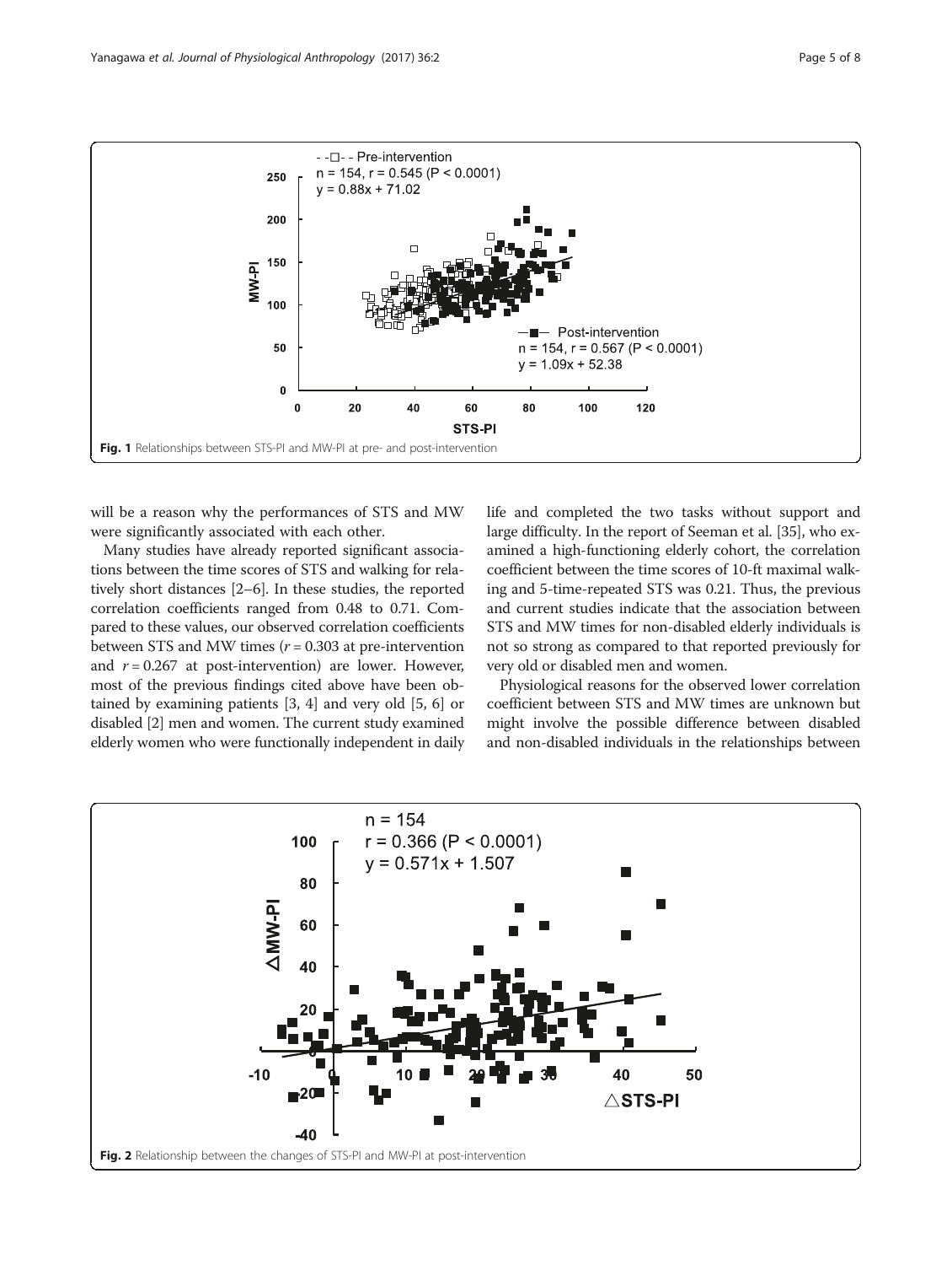Fig. 1 Relationships between STS-PI and MW-PI at pre- and post-intervention

will be a reason why the performances of STS and MW were significantly associated with each other.

Many studies have already reported significant associations between the time scores of STS and walking for relatively short distances [2–6]. In these studies, the reported correlation coefficients ranged from 0.48 to 0.71. Compared to these values, our observed correlation coefficients between STS and MW times ($r = 0.303$ at pre-intervention and $r = 0.267$ at post-intervention) are lower. However, most of the previous findings cited above have been obtained by examining patients [3, 4] and very old [5, 6] or disabled [2] men and women. The current study examined elderly women who were functionally independent in daily life and completed the two tasks without support and large difficulty. In the report of Seeman et al. [35], who examined a high-functioning elderly cohort, the correlation coefficient between the time scores of 10-ft maximal walking and 5-time-repeated STS was 0.21. Thus, the previous and current studies indicate that the association between STS and MW times for non-disabled elderly individuals is not so strong as compared to that reported previously for very old or disabled men and women.

Physiological reasons for the observed lower correlation coefficient between STS and MW times are unknown but might involve the possible difference between disabled and non-disabled individuals in the relationships between

Fig. 2 Relationship between the changes of STS-PI and MW-PI at post-intervention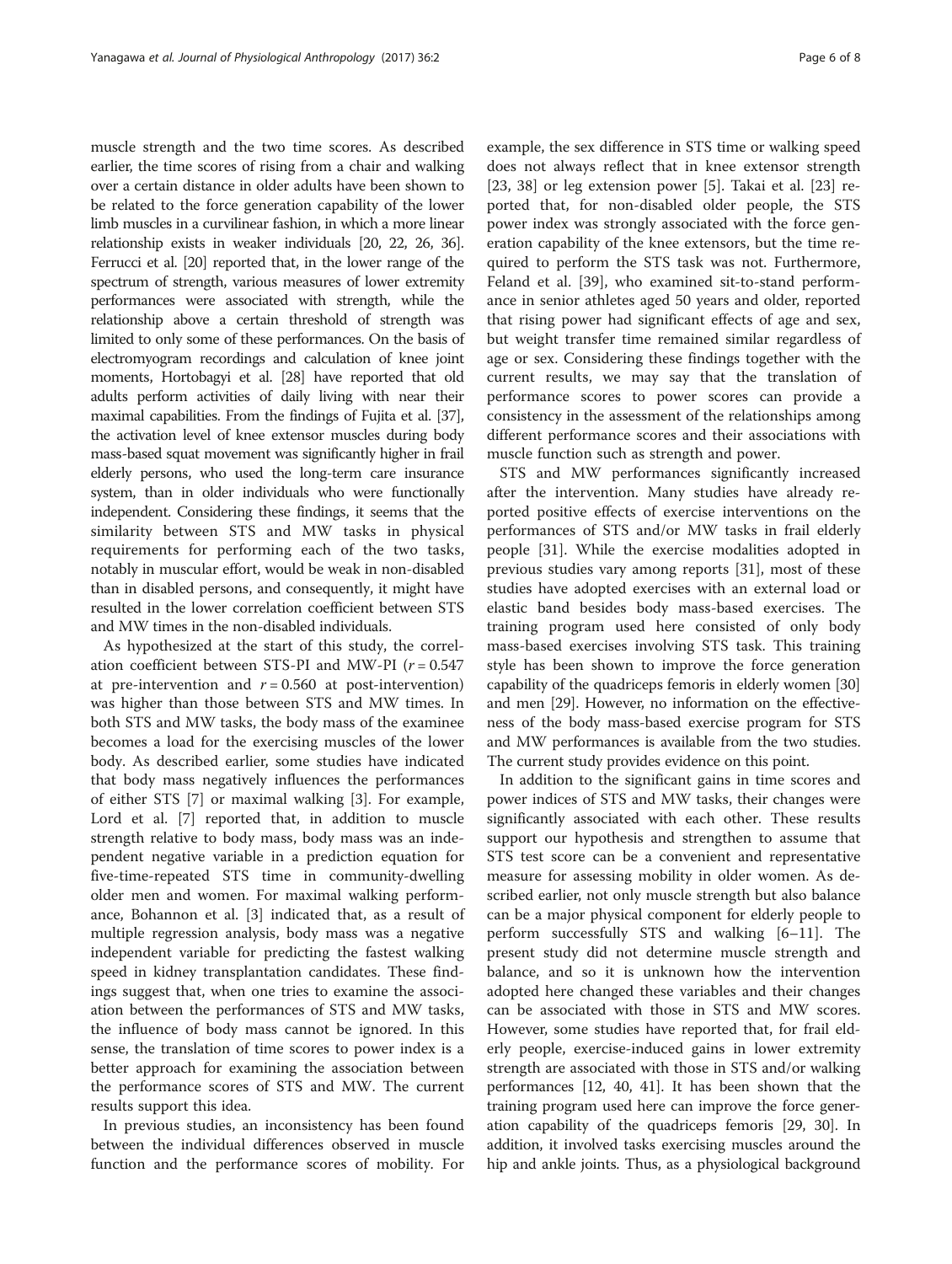muscle strength and the two time scores. As described earlier, the time scores of rising from a chair and walking over a certain distance in older adults have been shown to be related to the force generation capability of the lower limb muscles in a curvilinear fashion, in which a more linear relationship exists in weaker individuals [20, 22, 26, 36]. Ferrucci et al. [20] reported that, in the lower range of the spectrum of strength, various measures of lower extremity performances were associated with strength, while the relationship above a certain threshold of strength was limited to only some of these performances. On the basis of electromyogram recordings and calculation of knee joint moments, Hortobagyi et al. [28] have reported that old adults perform activities of daily living with near their maximal capabilities. From the findings of Fujita et al. [37], the activation level of knee extensor muscles during body mass-based squat movement was significantly higher in frail elderly persons, who used the long-term care insurance system, than in older individuals who were functionally independent. Considering these findings, it seems that the similarity between STS and MW tasks in physical requirements for performing each of the two tasks, notably in muscular effort, would be weak in non-disabled than in disabled persons, and consequently, it might have resulted in the lower correlation coefficient between STS and MW times in the non-disabled individuals.

As hypothesized at the start of this study, the correlation coefficient between STS-PI and MW-PI ($r = 0.547$ at pre-intervention and $r = 0.560$ at post-intervention) was higher than those between STS and MW times. In both STS and MW tasks, the body mass of the examinee becomes a load for the exercising muscles of the lower body. As described earlier, some studies have indicated that body mass negatively influences the performances of either STS [7] or maximal walking [3]. For example, Lord et al. [7] reported that, in addition to muscle strength relative to body mass, body mass was an independent negative variable in a prediction equation for five-time-repeated STS time in community-dwelling older men and women. For maximal walking performance, Bohannon et al. [3] indicated that, as a result of multiple regression analysis, body mass was a negative independent variable for predicting the fastest walking speed in kidney transplantation candidates. These findings suggest that, when one tries to examine the association between the performances of STS and MW tasks, the influence of body mass cannot be ignored. In this sense, the translation of time scores to power index is a better approach for examining the association between the performance scores of STS and MW. The current results support this idea.

In previous studies, an inconsistency has been found between the individual differences observed in muscle function and the performance scores of mobility. For example, the sex difference in STS time or walking speed does not always reflect that in knee extensor strength [23, 38] or leg extension power [5]. Takai et al. [23] reported that, for non-disabled older people, the STS power index was strongly associated with the force generation capability of the knee extensors, but the time required to perform the STS task was not. Furthermore, Feland et al. [39], who examined sit-to-stand performance in senior athletes aged 50 years and older, reported that rising power had significant effects of age and sex, but weight transfer time remained similar regardless of age or sex. Considering these findings together with the current results, we may say that the translation of performance scores to power scores can provide a consistency in the assessment of the relationships among different performance scores and their associations with muscle function such as strength and power.

STS and MW performances significantly increased after the intervention. Many studies have already reported positive effects of exercise interventions on the performances of STS and/or MW tasks in frail elderly people [31]. While the exercise modalities adopted in previous studies vary among reports [31], most of these studies have adopted exercises with an external load or elastic band besides body mass-based exercises. The training program used here consisted of only body mass-based exercises involving STS task. This training style has been shown to improve the force generation capability of the quadriceps femoris in elderly women [30] and men [29]. However, no information on the effectiveness of the body mass-based exercise program for STS and MW performances is available from the two studies. The current study provides evidence on this point.

In addition to the significant gains in time scores and power indices of STS and MW tasks, their changes were significantly associated with each other. These results support our hypothesis and strengthen to assume that STS test score can be a convenient and representative measure for assessing mobility in older women. As described earlier, not only muscle strength but also balance can be a major physical component for elderly people to perform successfully STS and walking [6–11]. The present study did not determine muscle strength and balance, and so it is unknown how the intervention adopted here changed these variables and their changes can be associated with those in STS and MW scores. However, some studies have reported that, for frail elderly people, exercise-induced gains in lower extremity strength are associated with those in STS and/or walking performances [12, 40, 41]. It has been shown that the training program used here can improve the force generation capability of the quadriceps femoris [29, 30]. In addition, it involved tasks exercising muscles around the hip and ankle joints. Thus, as a physiological background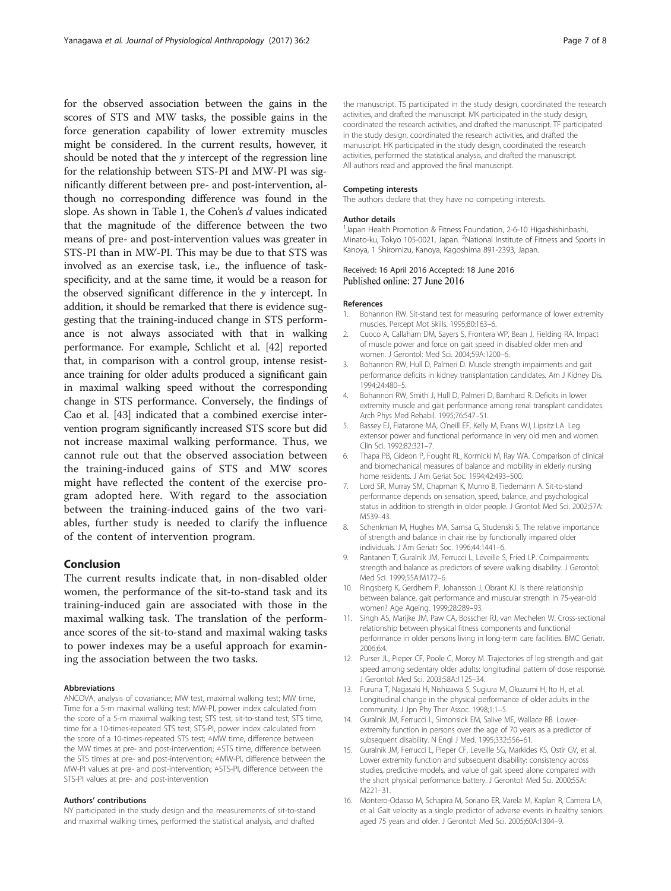for the observed association between the gains in the scores of STS and MW tasks, the possible gains in the force generation capability of lower extremity muscles might be considered. In the current results, however, it should be noted that the $y$ intercept of the regression line for the relationship between STS-PI and MW-PI was significantly different between pre- and post-intervention, although no corresponding difference was found in the slope. As shown in Table 1, the Cohen's $d$ values indicated that the magnitude of the difference between the two means of pre- and post-intervention values was greater in STS-PI than in MW-PI. This may be due to that STS was involved as an exercise task, i.e., the influence of task-specificity, and at the same time, it would be a reason for the observed significant difference in the $y$ intercept. In addition, it should be remarked that there is evidence suggesting that the training-induced change in STS performance is not always associated with that in walking performance. For example, Schlicht et al. [42] reported that, in comparison with a control group, intense resistance training for older adults produced a significant gain in maximal walking speed without the corresponding change in STS performance. Conversely, the findings of Cao et al. [43] indicated that a combined exercise intervention program significantly increased STS score but did not increase maximal walking performance. Thus, we cannot rule out that the observed association between the training-induced gains of STS and MW scores might have reflected the content of the exercise program adopted here. With regard to the association between the training-induced gains of the two variables, further study is needed to clarify the influence of the content of intervention program.

## Conclusion

The current results indicate that, in non-disabled older women, the performance of the sit-to-stand task and its training-induced gain are associated with those in the maximal walking task. The translation of the performance scores of the sit-to-stand and maximal waking tasks to power indexes may be a useful approach for examining the association between the two tasks.

#### Abbreviations

ANCOVA, analysis of covariance; MW test, maximal walking test; MW time, Time for a 5-m maximal walking test; MW-PI, power index calculated from the score of a 5-m maximal walking test; STS test, sit-to-stand test; STS time, time for a 10-times-repeated STS test; STS-PI, power index calculated from the score of a 10-times-repeated STS test; ΔMW time, difference between the MW times at pre- and post-intervention; ΔSTS time, difference between the STS times at pre- and post-intervention; ΔMW-PI, difference between the MW-PI values at pre- and post-intervention; ΔSTS-PI, difference between the STS-PI values at pre- and post-intervention

#### Authors' contributions

NY participated in the study design and the measurements of sit-to-stand and maximal walking times, performed the statistical analysis, and drafted the manuscript. TS participated in the study design, coordinated the research activities, and drafted the manuscript. MK participated in the study design, coordinated the research activities, and drafted the manuscript. TF participated in the study design, coordinated the research activities, and drafted the manuscript. HK participated in the study design, coordinated the research activities, performed the statistical analysis, and drafted the manuscript. All authors read and approved the final manuscript.

#### Competing interests

The authors declare that they have no competing interests.

#### Author details

[1]Japan Health Promotion & Fitness Foundation, 2-6-10 Higashishinbashi, Minato-ku, Tokyo 105-0021, Japan. [2]National Institute of Fitness and Sports in Kanoya, 1 Shiromizu, Kanoya, Kagoshima 891-2393, Japan.

Received: 16 April 2016 Accepted: 18 June 2016
Published online: 27 June 2016

#### References

1. Bohannon RW. Sit-stand test for measuring performance of lower extremity muscles. Percept Mot Skills. 1995;80:163–6.
2. Cuoco A, Callaham DM, Sayers S, Frontera WP, Bean J, Fielding RA. Impact of muscle power and force on gait speed in disabled older men and women. J Gerontol: Med Sci. 2004;59A:1200–6.
3. Bohannon RW, Hull D, Palmeri D. Muscle strength impairments and gait performance deficits in kidney transplantation candidates. Am J Kidney Dis. 1994;24:480–5.
4. Bohannon RW, Smith J, Hull D, Palmeri D, Barnhard R. Deficits in lower extremity muscle and gait performance among renal transplant candidates. Arch Phys Med Rehabil. 1995;76:547–51.
5. Bassey EJ, Fiatarone MA, O'neill EF, Kelly M, Evans WJ, Lipsitz LA. Leg extensor power and functional performance in very old men and women. Clin Sci. 1992;82:321–7.
6. Thapa PB, Gideon P, Fought RL, Kormicki M, Ray WA. Comparison of clinical and biomechanical measures of balance and mobility in elderly nursing home residents. J Am Geriat Soc. 1994;42:493–500.
7. Lord SR, Murray SM, Chapman K, Munro B, Tiedemann A. Sit-to-stand performance depends on sensation, speed, balance, and psychological status in addition to strength in older people. J Grontol: Med Sci. 2002;57A: M539–43.
8. Schenkman M, Hughes MA, Samsa G, Studenski S. The relative importance of strength and balance in chair rise by functionally impaired older individuals. J Am Geriatr Soc. 1996;44:1441–6.
9. Rantanen T, Guralnik JM, Ferrucci L, Leveille S, Fried LP. Coimpairments: strength and balance as predictors of severe walking disability. J Gerontol: Med Sci. 1999;55A:M172–6.
10. Ringsberg K, Gerdhem P, Johansson J, Obrant KJ. Is there relationship between balance, gait performance and muscular strength in 75-year-old women? Age Ageing. 1999;28:289–93.
11. Singh AS, Marijke JM, Paw CA, Bosscher RJ, van Mechelen W. Cross-sectional relationship between physical fitness components and functional performance in older persons living in long-term care facilities. BMC Geriatr. 2006;6:4.
12. Purser JL, Pieper CF, Poole C, Morey M. Trajectories of leg strength and gait speed among sedentary older adults: longitudinal pattern of dose response. J Gerontol: Med Sci. 2003;58A:1125–34.
13. Furuna T, Nagasaki H, Nishizawa S, Sugiura M, Okuzumi H, Ito H, et al. Longitudinal change in the physical performance of older adults in the community. J Jpn Phy Ther Assoc. 1998;1:1–5.
14. Guralnik JM, Ferrucci L, Simonsick EM, Salive ME, Wallace RB. Lower-extremity function in persons over the age of 70 years as a predictor of subsequent disability. N Engl J Med. 1995;332:556–61.
15. Guralnik JM, Ferrucci L, Pieper CF, Leveille SG, Markides KS, Ostir GV, et al. Lower extremity function and subsequent disability: consistency across studies, predictive models, and value of gait speed alone compared with the short physical performance battery. J Gerontol: Med Sci. 2000;55A: M221–31.
16. Montero-Odasso M, Schapira M, Soriano ER, Varela M, Kaplan R, Camera LA, et al. Gait velocity as a single predictor of adverse events in healthy seniors aged 75 years and older. J Gerontol: Med Sci. 2005;60A:1304–9.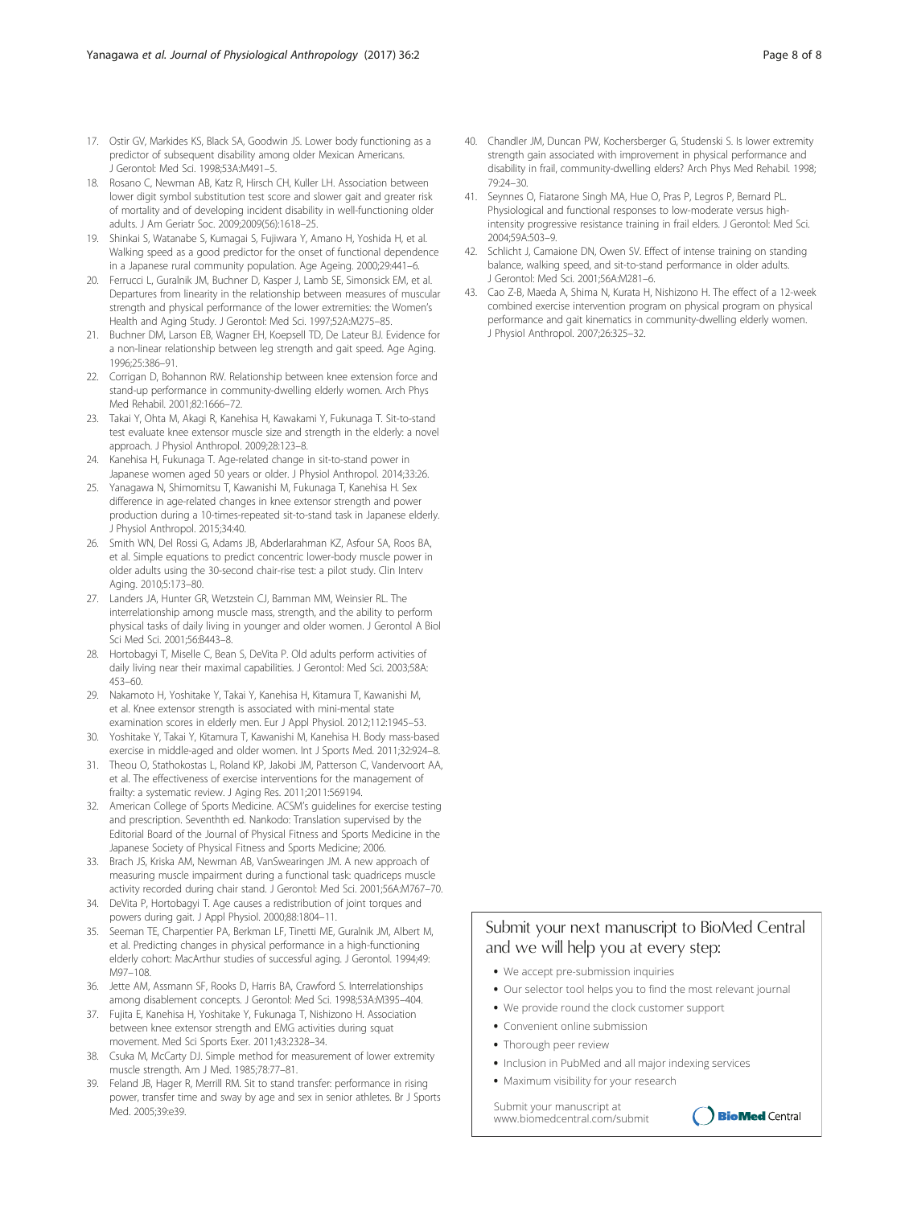17. Ostir GV, Markides KS, Black SA, Goodwin JS. Lower body functioning as a predictor of subsequent disability among older Mexican Americans. J Gerontol: Med Sci. 1998;53A:M491–5.
18. Rosano C, Newman AB, Katz R, Hirsch CH, Kuller LH. Association between lower digit symbol substitution test score and slower gait and greater risk of mortality and of developing incident disability in well-functioning older adults. J Am Geriatr Soc. 2009;2009(56):1618–25.
19. Shinkai S, Watanabe S, Kumagai S, Fujiwara Y, Amano H, Yoshida H, et al. Walking speed as a good predictor for the onset of functional dependence in a Japanese rural community population. Age Ageing. 2000;29:441–6.
20. Ferrucci L, Guralnik JM, Buchner D, Kasper J, Lamb SE, Simonsick EM, et al. Departures from linearity in the relationship between measures of muscular strength and physical performance of the lower extremities: the Women's Health and Aging Study. J Gerontol: Med Sci. 1997;52A:M275–85.
21. Buchner DM, Larson EB, Wagner EH, Koepsell TD, De Lateur BJ. Evidence for a non-linear relationship between leg strength and gait speed. Age Aging. 1996;25:386–91.
22. Corrigan D, Bohannon RW. Relationship between knee extension force and stand-up performance in community-dwelling elderly women. Arch Phys Med Rehabil. 2001;82:1666–72.
23. Takai Y, Ohta M, Akagi R, Kanehisa H, Kawakami Y, Fukunaga T. Sit-to-stand test evaluate knee extensor muscle size and strength in the elderly: a novel approach. J Physiol Anthropol. 2009;28:123–8.
24. Kanehisa H, Fukunaga T. Age-related change in sit-to-stand power in Japanese women aged 50 years or older. J Physiol Anthropol. 2014;33:26.
25. Yanagawa N, Shimomitsu T, Kawanishi M, Fukunaga T, Kanehisa H. Sex difference in age-related changes in knee extensor strength and power production during a 10-times-repeated sit-to-stand task in Japanese elderly. J Physiol Anthropol. 2015;34:40.
26. Smith WN, Del Rossi G, Adams JB, Abderlarahman KZ, Asfour SA, Roos BA, et al. Simple equations to predict concentric lower-body muscle power in older adults using the 30-second chair-rise test: a pilot study. Clin Interv Aging. 2010;5:173–80.
27. Landers JA, Hunter GR, Wetzstein CJ, Bamman MM, Weinsier RL. The interrelationship among muscle mass, strength, and the ability to perform physical tasks of daily living in younger and older women. J Gerontol A Biol Sci Med Sci. 2001;56:B443–8.
28. Hortobagyi T, Miselle C, Bean S, DeVita P. Old adults perform activities of daily living near their maximal capabilities. J Gerontol: Med Sci. 2003;58A: 453–60.
29. Nakamoto H, Yoshitake Y, Takai Y, Kanehisa H, Kitamura T, Kawanishi M, et al. Knee extensor strength is associated with mini-mental state examination scores in elderly men. Eur J Appl Physiol. 2012;112:1945–53.
30. Yoshitake Y, Takai Y, Kitamura T, Kawanishi M, Kanehisa H. Body mass-based exercise in middle-aged and older women. Int J Sports Med. 2011;32:924–8.
31. Theou O, Stathokostas L, Roland KP, Jakobi JM, Patterson C, Vandervoort AA, et al. The effectiveness of exercise interventions for the management of frailty: a systematic review. J Aging Res. 2011;2011:569194.
32. American College of Sports Medicine. ACSM's guidelines for exercise testing and prescription. Sevenththth ed. Nankodo: Translation supervised by the Editorial Board of the Journal of Physical Fitness and Sports Medicine in the Japanese Society of Physical Fitness and Sports Medicine; 2006.
33. Brach JS, Kriska AM, Newman AB, VanSwearingen JM. A new approach of measuring muscle impairment during a functional task: quadriceps muscle activity recorded during chair stand. J Gerontol: Med Sci. 2001;56A:M767–70.
34. DeVita P, Hortobagyi T. Age causes a redistribution of joint torques and powers during gait. J Appl Physiol. 2000;88:1804–11.
35. Seeman TE, Charpentier PA, Berkman LF, Tinetti ME, Guralnik JM, Albert M, et al. Predicting changes in physical performance in a high-functioning elderly cohort: MacArthur studies of successful aging. J Gerontol. 1994;49: M97–108.
36. Jette AM, Assmann SF, Rooks D, Harris BA, Crawford S. Interrelationships among disablement concepts. J Gerontol: Med Sci. 1998;53A:M395–404.
37. Fujita E, Kanehisa H, Yoshitake Y, Fukunaga T, Nishizono H. Association between knee extensor strength and EMG activities during squat movement. Med Sci Sports Exer. 2011;43:2328–34.
38. Csuka M, McCarty DJ. Simple method for measurement of lower extremity muscle strength. Am J Med. 1985;78:77–81.
39. Feland JB, Hager R, Merrill RM. Sit to stand transfer: performance in rising power, transfer time and sway by age and sex in senior athletes. Br J Sports Med. 2005;39:e39.
40. Chandler JM, Duncan PW, Kochersberger G, Studenski S. Is lower extremity strength gain associated with improvement in physical performance and disability in frail, community-dwelling elders? Arch Phys Med Rehabil. 1998; 79:24–30.
41. Seynnes O, Fiatarone Singh MA, Hue O, Pras P, Legros P, Bernard PL. Physiological and functional responses to low-moderate versus high-intensity progressive resistance training in frail elders. J Gerontol: Med Sci. 2004;59A:503–9.
42. Schlicht J, Camaione DN, Owen SV. Effect of intense training on standing balance, walking speed, and sit-to-stand performance in older adults. J Gerontol: Med Sci. 2001;56A:M281–6.
43. Cao Z-B, Maeda A, Shima N, Kurata H, Nishizono H. The effect of a 12-week combined exercise intervention program on physical program on physical performance and gait kinematics in community-dwelling elderly women. J Physiol Anthropol. 2007;26:325–32.

Submit your next manuscript to BioMed Central and we will help you at every step:

- We accept pre-submission inquiries
- Our selector tool helps you to find the most relevant journal
- We provide round the clock customer support
- Convenient online submission
- Thorough peer review
- Inclusion in PubMed and all major indexing services
- Maximum visibility for your research

Submit your manuscript at www.biomedcentral.com/submit

BioMed Central